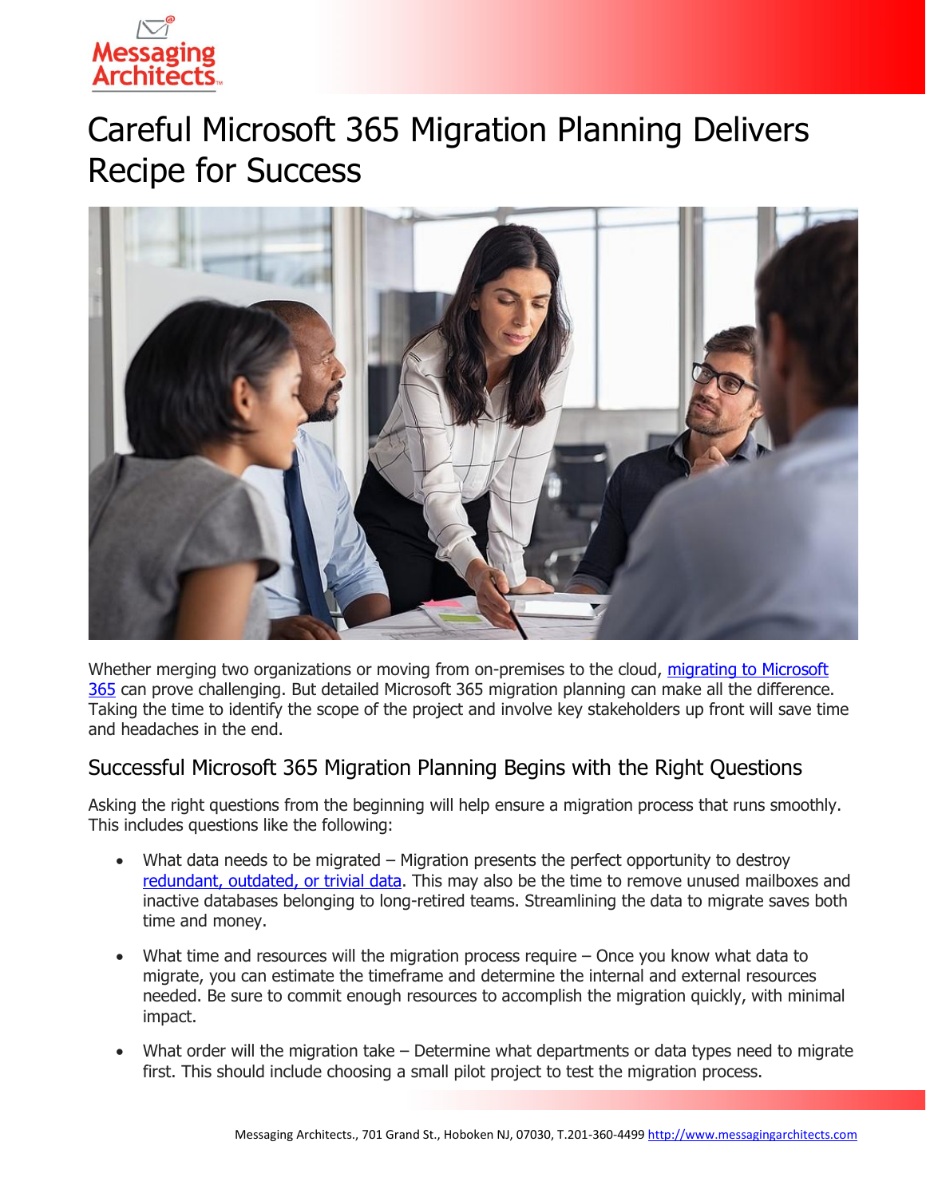# Careful Microsoft 365 Migration Planning Delivers Recipe for Success

Whether merging two organizations or moving from on-premises to the cloud, [migrating to Microsoft 365]() can prove challenging. But detailed Microsoft 365 migration planning can make all the difference. Taking the time to identify the scope of the project and involve key stakeholders up front will save time and headaches in the end.

## Successful Microsoft 365 Migration Planning Begins with the Right Questions

Asking the right questions from the beginning will help ensure a migration process that runs smoothly. This includes questions like the following:

- What data needs to be migrated – Migration presents the perfect opportunity to destroy [redundant, outdated, or trivial data](). This may also be the time to remove unused mailboxes and inactive databases belonging to long-retired teams. Streamlining the data to migrate saves both time and money.

- What time and resources will the migration process require – Once you know what data to migrate, you can estimate the timeframe and determine the internal and external resources needed. Be sure to commit enough resources to accomplish the migration quickly, with minimal impact.

- What order will the migration take – Determine what departments or data types need to migrate first. This should include choosing a small pilot project to test the migration process.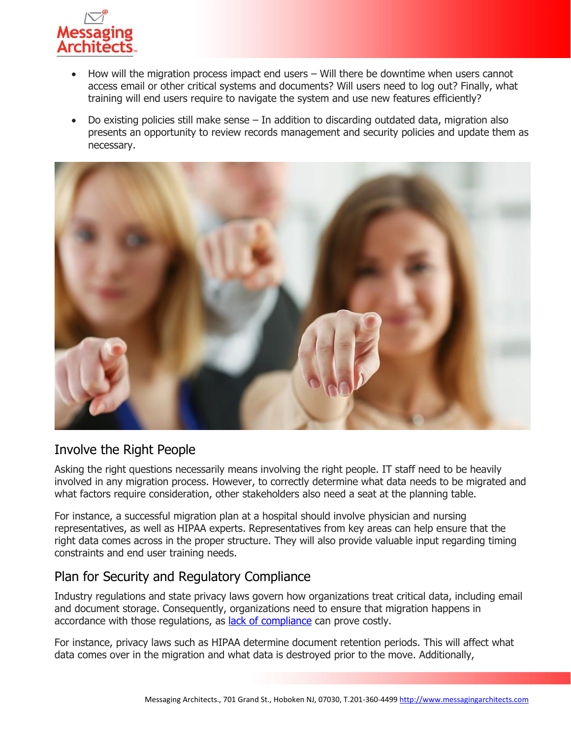- How will the migration process impact end users – Will there be downtime when users cannot access email or other critical systems and documents? Will users need to log out? Finally, what training will end users require to navigate the system and use new features efficiently?
- Do existing policies still make sense – In addition to discarding outdated data, migration also presents an opportunity to review records management and security policies and update them as necessary.

## Involve the Right People

Asking the right questions necessarily means involving the right people. IT staff need to be heavily involved in any migration process. However, to correctly determine what data needs to be migrated and what factors require consideration, other stakeholders also need a seat at the planning table.

For instance, a successful migration plan at a hospital should involve physician and nursing representatives, as well as HIPAA experts. Representatives from key areas can help ensure that the right data comes across in the proper structure. They will also provide valuable input regarding timing constraints and end user training needs.

## Plan for Security and Regulatory Compliance

Industry regulations and state privacy laws govern how organizations treat critical data, including email and document storage. Consequently, organizations need to ensure that migration happens in accordance with those regulations, as lack of compliance can prove costly.

For instance, privacy laws such as HIPAA determine document retention periods. This will affect what data comes over in the migration and what data is destroyed prior to the move. Additionally,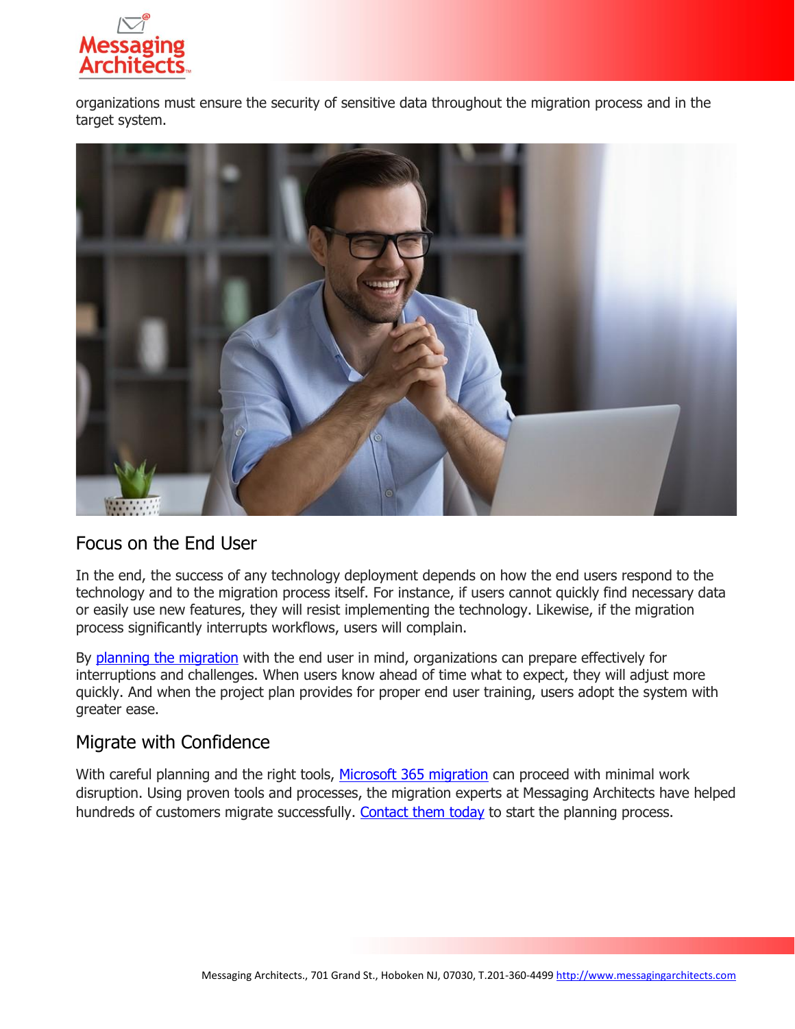organizations must ensure the security of sensitive data throughout the migration process and in the target system.

## Focus on the End User

In the end, the success of any technology deployment depends on how the end users respond to the technology and to the migration process itself. For instance, if users cannot quickly find necessary data or easily use new features, they will resist implementing the technology. Likewise, if the migration process significantly interrupts workflows, users will complain.

By [planning the migration]() with the end user in mind, organizations can prepare effectively for interruptions and challenges. When users know ahead of time what to expect, they will adjust more quickly. And when the project plan provides for proper end user training, users adopt the system with greater ease.

## Migrate with Confidence

With careful planning and the right tools, [Microsoft 365 migration]() can proceed with minimal work disruption. Using proven tools and processes, the migration experts at Messaging Architects have helped hundreds of customers migrate successfully. [Contact them today]() to start the planning process.